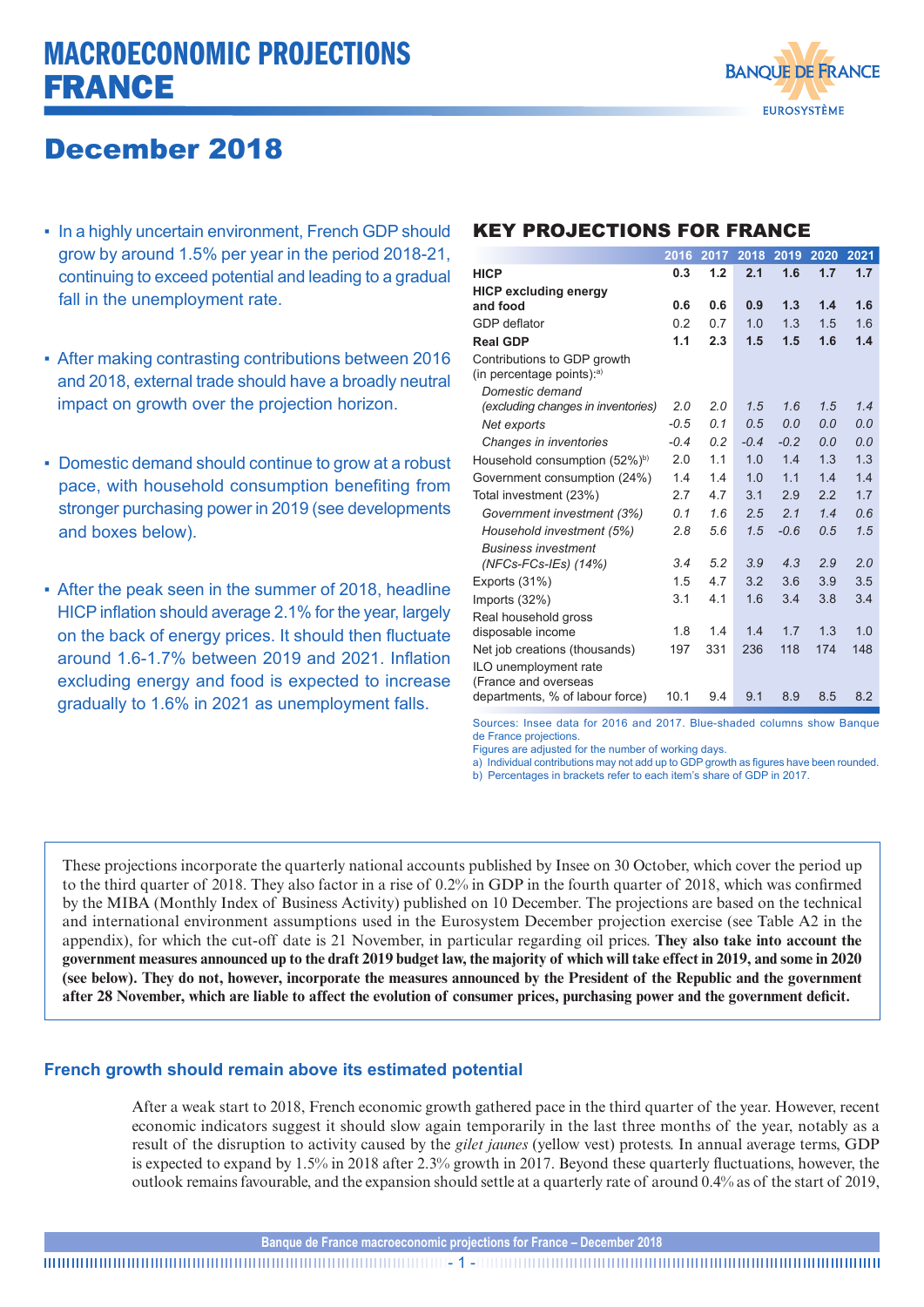# MACROECONOMIC PROJECTIONS FRANCE

## December 2018

- In a highly uncertain environment, French GDP should grow by around 1.5% per year in the period 2018-21, continuing to exceed potential and leading to a gradual fall in the unemployment rate.
- After making contrasting contributions between 2016 and 2018, external trade should have a broadly neutral impact on growth over the projection horizon.
- Domestic demand should continue to grow at a robust pace, with household consumption benefiting from stronger purchasing power in 2019 (see developments and boxes below).
- After the peak seen in the summer of 2018, headline HICP inflation should average 2.1% for the year, largely on the back of energy prices. It should then fluctuate around 1.6-1.7% between 2019 and 2021. Inflation excluding energy and food is expected to increase gradually to 1.6% in 2021 as unemployment falls.

### KEY PROJECTIONS FOR FRANCE

| | 2016 | 2017 | 2018 | 2019 | 2020 | 2021 |
|---|---|---|---|---|---|---|
| **HICP** | **0.3** | **1.2** | **2.1** | **1.6** | **1.7** | **1.7** |
| **HICP excluding energy and food** | **0.6** | **0.6** | **0.9** | **1.3** | **1.4** | **1.6** |
| GDP deflator | 0.2 | 0.7 | 1.0 | 1.3 | 1.5 | 1.6 |
| **Real GDP** | **1.1** | **2.3** | **1.5** | **1.5** | **1.6** | **1.4** |
| Contributions to GDP growth (in percentage points):[a] | | | | | | |
| *Domestic demand (excluding changes in inventories)* | *2.0* | *2.0* | *1.5* | *1.6* | *1.5* | *1.4* |
| *Net exports* | *-0.5* | *0.1* | *0.5* | *0.0* | *0.0* | *0.0* |
| *Changes in inventories* | *-0.4* | *0.2* | *-0.4* | *-0.2* | *0.0* | *0.0* |
| Household consumption (52%)[b] | 2.0 | 1.1 | 1.0 | 1.4 | 1.3 | 1.3 |
| Government consumption (24%) | 1.4 | 1.4 | 1.0 | 1.1 | 1.4 | 1.4 |
| Total investment (23%) | 2.7 | 4.7 | 3.1 | 2.9 | 2.2 | 1.7 |
| *Government investment (3%)* | *0.1* | *1.6* | *2.5* | *2.1* | *1.4* | *0.6* |
| *Household investment (5%)* | *2.8* | *5.6* | *1.5* | *-0.6* | *0.5* | *1.5* |
| *Business investment (NFCs-FCs-IEs) (14%)* | *3.4* | *5.2* | *3.9* | *4.3* | *2.9* | *2.0* |
| Exports (31%) | 1.5 | 4.7 | 3.2 | 3.6 | 3.9 | 3.5 |
| Imports (32%) | 3.1 | 4.1 | 1.6 | 3.4 | 3.8 | 3.4 |
| Real household gross disposable income | 1.8 | 1.4 | 1.4 | 1.7 | 1.3 | 1.0 |
| Net job creations (thousands) | 197 | 331 | 236 | 118 | 174 | 148 |
| ILO unemployment rate (France and overseas departments, % of labour force) | 10.1 | 9.4 | 9.1 | 8.9 | 8.5 | 8.2 |

Sources: Insee data for 2016 and 2017. Blue-shaded columns show Banque de France projections.
Figures are adjusted for the number of working days.
a) Individual contributions may not add up to GDP growth as figures have been rounded.
b) Percentages in brackets refer to each item's share of GDP in 2017.

These projections incorporate the quarterly national accounts published by Insee on 30 October, which cover the period up to the third quarter of 2018. They also factor in a rise of 0.2% in GDP in the fourth quarter of 2018, which was confirmed by the MIBA (Monthly Index of Business Activity) published on 10 December. The projections are based on the technical and international environment assumptions used in the Eurosystem December projection exercise (see Table A2 in the appendix), for which the cut-off date is 21 November, in particular regarding oil prices. **They also take into account the government measures announced up to the draft 2019 budget law, the majority of which will take effect in 2019, and some in 2020 (see below). They do not, however, incorporate the measures announced by the President of the Republic and the government after 28 November, which are liable to affect the evolution of consumer prices, purchasing power and the government deficit.**

### French growth should remain above its estimated potential

After a weak start to 2018, French economic growth gathered pace in the third quarter of the year. However, recent economic indicators suggest it should slow again temporarily in the last three months of the year, notably as a result of the disruption to activity caused by the *gilet jaunes* (yellow vest) protests. In annual average terms, GDP is expected to expand by 1.5% in 2018 after 2.3% growth in 2017. Beyond these quarterly fluctuations, however, the outlook remains favourable, and the expansion should settle at a quarterly rate of around 0.4% as of the start of 2019,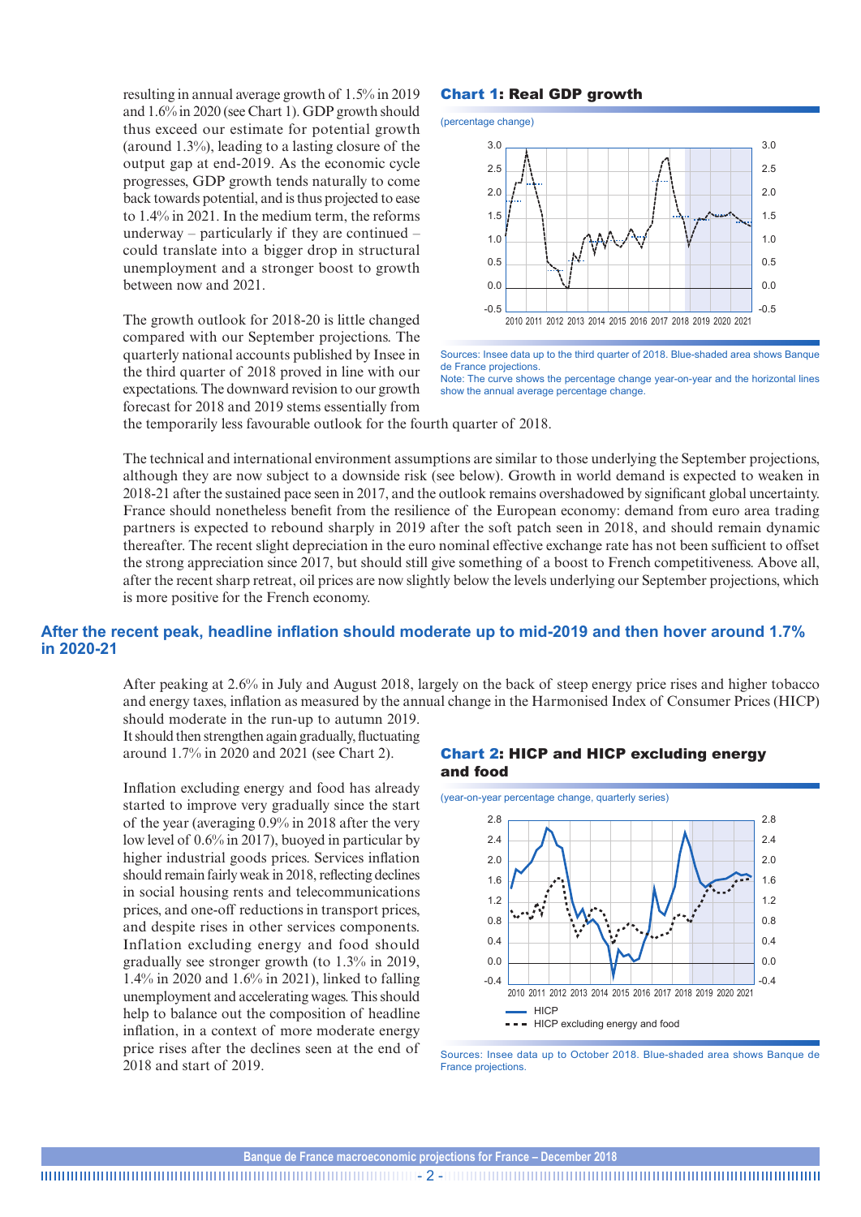resulting in annual average growth of 1.5% in 2019 and 1.6% in 2020 (see Chart 1). GDP growth should thus exceed our estimate for potential growth (around 1.3%), leading to a lasting closure of the output gap at end-2019. As the economic cycle progresses, GDP growth tends naturally to come back towards potential, and is thus projected to ease to 1.4% in 2021. In the medium term, the reforms underway – particularly if they are continued – could translate into a bigger drop in structural unemployment and a stronger boost to growth between now and 2021.

**Chart 1: Real GDP growth**

(percentage change)

Sources: Insee data up to the third quarter of 2018. Blue-shaded area shows Banque de France projections.
Note: The curve shows the percentage change year-on-year and the horizontal lines show the annual average percentage change.

The growth outlook for 2018-20 is little changed compared with our September projections. The quarterly national accounts published by Insee in the third quarter of 2018 proved in line with our expectations. The downward revision to our growth forecast for 2018 and 2019 stems essentially from the temporarily less favourable outlook for the fourth quarter of 2018.

The technical and international environment assumptions are similar to those underlying the September projections, although they are now subject to a downside risk (see below). Growth in world demand is expected to weaken in 2018-21 after the sustained pace seen in 2017, and the outlook remains overshadowed by significant global uncertainty. France should nonetheless benefit from the resilience of the European economy: demand from euro area trading partners is expected to rebound sharply in 2019 after the soft patch seen in 2018, and should remain dynamic thereafter. The recent slight depreciation in the euro nominal effective exchange rate has not been sufficient to offset the strong appreciation since 2017, but should still give something of a boost to French competitiveness. Above all, after the recent sharp retreat, oil prices are now slightly below the levels underlying our September projections, which is more positive for the French economy.

## After the recent peak, headline inflation should moderate up to mid-2019 and then hover around 1.7% in 2020-21

After peaking at 2.6% in July and August 2018, largely on the back of steep energy price rises and higher tobacco and energy taxes, inflation as measured by the annual change in the Harmonised Index of Consumer Prices (HICP) should moderate in the run-up to autumn 2019. It should then strengthen again gradually, fluctuating around 1.7% in 2020 and 2021 (see Chart 2).

Inflation excluding energy and food has already started to improve very gradually since the start of the year (averaging 0.9% in 2018 after the very low level of 0.6% in 2017), buoyed in particular by higher industrial goods prices. Services inflation should remain fairly weak in 2018, reflecting declines in social housing rents and telecommunications prices, and one-off reductions in transport prices, and despite rises in other services components. Inflation excluding energy and food should gradually see stronger growth (to 1.3% in 2019, 1.4% in 2020 and 1.6% in 2021), linked to falling unemployment and accelerating wages. This should help to balance out the composition of headline inflation, in a context of more moderate energy price rises after the declines seen at the end of 2018 and start of 2019.

**Chart 2: HICP and HICP excluding energy and food**

(year-on-year percentage change, quarterly series)

Sources: Insee data up to October 2018. Blue-shaded area shows Banque de France projections.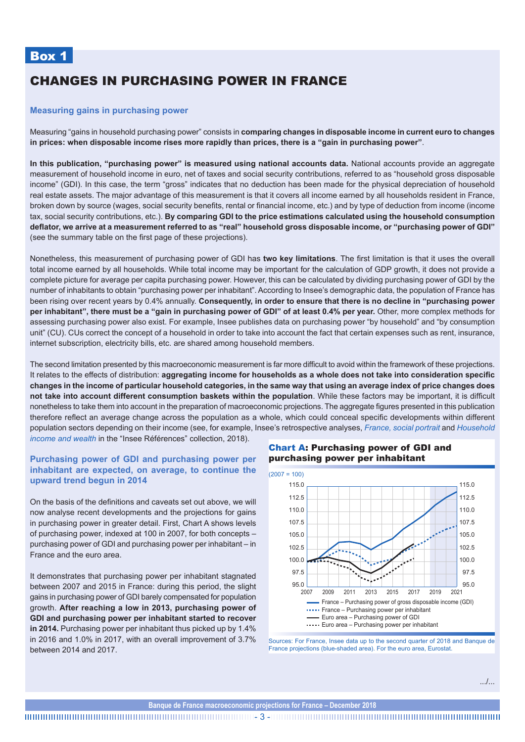# Box 1

## CHANGES IN PURCHASING POWER IN FRANCE

### Measuring gains in purchasing power

Measuring "gains in household purchasing power" consists in **comparing changes in disposable income in current euro to changes in prices: when disposable income rises more rapidly than prices, there is a "gain in purchasing power"**.

**In this publication, "purchasing power" is measured using national accounts data.** National accounts provide an aggregate measurement of household income in euro, net of taxes and social security contributions, referred to as "household gross disposable income" (GDI). In this case, the term "gross" indicates that no deduction has been made for the physical depreciation of household real estate assets. The major advantage of this measurement is that it covers all income earned by all households resident in France, broken down by source (wages, social security benefits, rental or financial income, etc.) and by type of deduction from income (income tax, social security contributions, etc.). **By comparing GDI to the price estimations calculated using the household consumption deflator, we arrive at a measurement referred to as "real" household gross disposable income, or "purchasing power of GDI"** (see the summary table on the first page of these projections).

Nonetheless, this measurement of purchasing power of GDI has **two key limitations**. The first limitation is that it uses the overall total income earned by all households. While total income may be important for the calculation of GDP growth, it does not provide a complete picture for average per capita purchasing power. However, this can be calculated by dividing purchasing power of GDI by the number of inhabitants to obtain "purchasing power per inhabitant". According to Insee's demographic data, the population of France has been rising over recent years by 0.4% annually. **Consequently, in order to ensure that there is no decline in "purchasing power per inhabitant", there must be a "gain in purchasing power of GDI" of at least 0.4% per year.** Other, more complex methods for assessing purchasing power also exist. For example, Insee publishes data on purchasing power "by household" and "by consumption unit" (CU). CUs correct the concept of a household in order to take into account the fact that certain expenses such as rent, insurance, internet subscription, electricity bills, etc. are shared among household members.

The second limitation presented by this macroeconomic measurement is far more difficult to avoid within the framework of these projections. It relates to the effects of distribution: **aggregating income for households as a whole does not take into consideration specific changes in the income of particular household categories, in the same way that using an average index of price changes does not take into account different consumption baskets within the population**. While these factors may be important, it is difficult nonetheless to take them into account in the preparation of macroeconomic projections. The aggregate figures presented in this publication therefore reflect an average change across the population as a whole, which could conceal specific developments within different population sectors depending on their income (see, for example, Insee's retrospective analyses, *France, social portrait* and *Household income and wealth* in the "Insee Références" collection, 2018).

### Purchasing power of GDI and purchasing power per inhabitant are expected, on average, to continue the upward trend begun in 2014

On the basis of the definitions and caveats set out above, we will now analyse recent developments and the projections for gains in purchasing power in greater detail. First, Chart A shows levels of purchasing power, indexed at 100 in 2007, for both concepts – purchasing power of GDI and purchasing power per inhabitant – in France and the euro area.

It demonstrates that purchasing power per inhabitant stagnated between 2007 and 2015 in France: during this period, the slight gains in purchasing power of GDI barely compensated for population growth. **After reaching a low in 2013, purchasing power of GDI and purchasing power per inhabitant started to recover in 2014.** Purchasing power per inhabitant thus picked up by 1.4% in 2016 and 1.0% in 2017, with an overall improvement of 3.7% between 2014 and 2017.

**Chart A: Purchasing power of GDI and purchasing power per inhabitant**

(2007 = 100)

Legend: France – Purchasing power of gross disposable income (GDI); France – Purchasing power per inhabitant; Euro area – Purchasing power of GDI; Euro area – Purchasing power per inhabitant

Sources: For France, Insee data up to the second quarter of 2018 and Banque de France projections (blue-shaded area). For the euro area, Eurostat.

.../...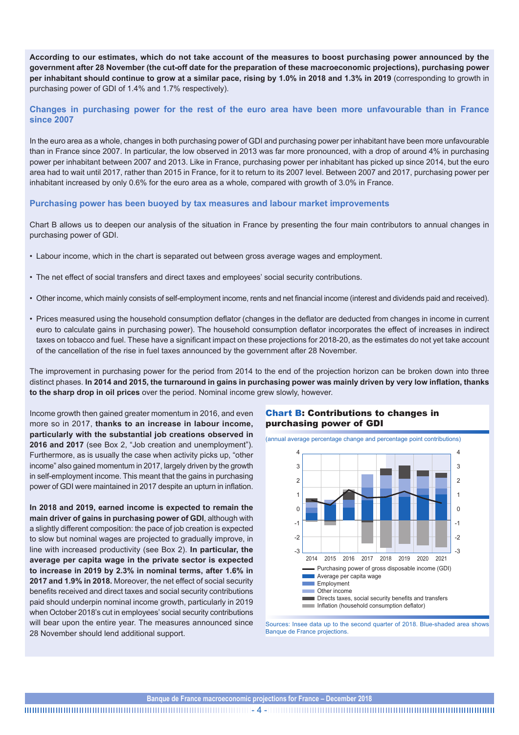**According to our estimates, which do not take account of the measures to boost purchasing power announced by the government after 28 November (the cut-off date for the preparation of these macroeconomic projections), purchasing power per inhabitant should continue to grow at a similar pace, rising by 1.0% in 2018 and 1.3% in 2019** (corresponding to growth in purchasing power of GDI of 1.4% and 1.7% respectively).

### Changes in purchasing power for the rest of the euro area have been more unfavourable than in France since 2007

In the euro area as a whole, changes in both purchasing power of GDI and purchasing power per inhabitant have been more unfavourable than in France since 2007. In particular, the low observed in 2013 was far more pronounced, with a drop of around 4% in purchasing power per inhabitant between 2007 and 2013. Like in France, purchasing power per inhabitant has picked up since 2014, but the euro area had to wait until 2017, rather than 2015 in France, for it to return to its 2007 level. Between 2007 and 2017, purchasing power per inhabitant increased by only 0.6% for the euro area as a whole, compared with growth of 3.0% in France.

### Purchasing power has been buoyed by tax measures and labour market improvements

Chart B allows us to deepen our analysis of the situation in France by presenting the four main contributors to annual changes in purchasing power of GDI.

- Labour income, which in the chart is separated out between gross average wages and employment.
- The net effect of social transfers and direct taxes and employees' social security contributions.
- Other income, which mainly consists of self-employment income, rents and net financial income (interest and dividends paid and received).
- Prices measured using the household consumption deflator (changes in the deflator are deducted from changes in income in current euro to calculate gains in purchasing power). The household consumption deflator incorporates the effect of increases in indirect taxes on tobacco and fuel. These have a significant impact on these projections for 2018-20, as the estimates do not yet take account of the cancellation of the rise in fuel taxes announced by the government after 28 November.

The improvement in purchasing power for the period from 2014 to the end of the projection horizon can be broken down into three distinct phases. **In 2014 and 2015, the turnaround in gains in purchasing power was mainly driven by very low inflation, thanks to the sharp drop in oil prices** over the period. Nominal income grew slowly, however.

Income growth then gained greater momentum in 2016, and even more so in 2017, **thanks to an increase in labour income, particularly with the substantial job creations observed in 2016 and 2017** (see Box 2, "Job creation and unemployment"). Furthermore, as is usually the case when activity picks up, "other income" also gained momentum in 2017, largely driven by the growth in self-employment income. This meant that the gains in purchasing power of GDI were maintained in 2017 despite an upturn in inflation.

**In 2018 and 2019, earned income is expected to remain the main driver of gains in purchasing power of GDI**, although with a slightly different composition: the pace of job creation is expected to slow but nominal wages are projected to gradually improve, in line with increased productivity (see Box 2). **In particular, the average per capita wage in the private sector is expected to increase in 2019 by 2.3% in nominal terms, after 1.6% in 2017 and 1.9% in 2018.** Moreover, the net effect of social security benefits received and direct taxes and social security contributions paid should underpin nominal income growth, particularly in 2019 when October 2018's cut in employees' social security contributions will bear upon the entire year. The measures announced since 28 November should lend additional support.

**Chart B: Contributions to changes in purchasing power of GDI**

(annual average percentage change and percentage point contributions)

Legend: Purchasing power of gross disposable income (GDI); Average per capita wage; Employment; Other income; Directs taxes, social security benefits and transfers; Inflation (household consumption deflator)

Sources: Insee data up to the second quarter of 2018. Blue-shaded area shows Banque de France projections.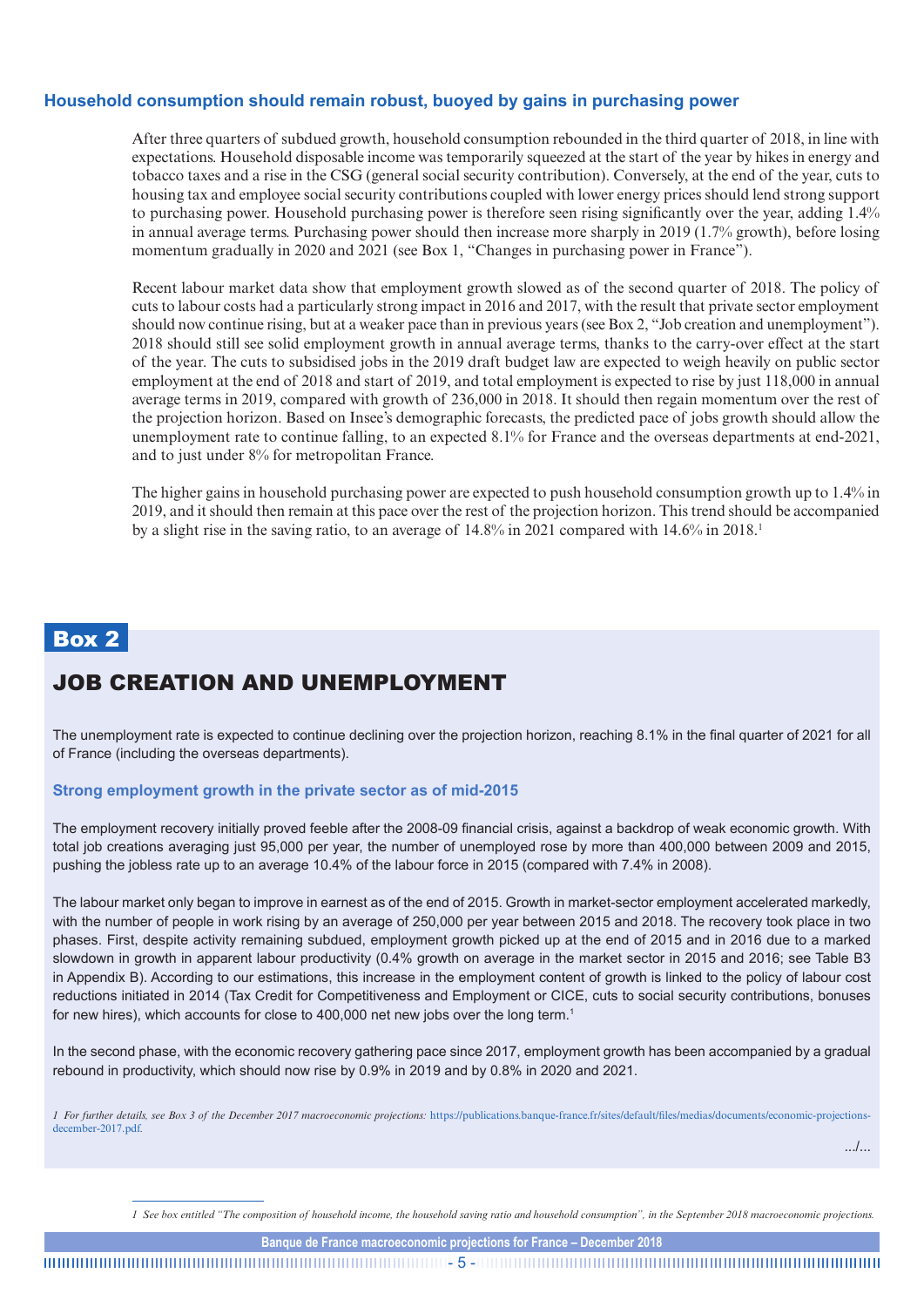## Household consumption should remain robust, buoyed by gains in purchasing power

After three quarters of subdued growth, household consumption rebounded in the third quarter of 2018, in line with expectations. Household disposable income was temporarily squeezed at the start of the year by hikes in energy and tobacco taxes and a rise in the CSG (general social security contribution). Conversely, at the end of the year, cuts to housing tax and employee social security contributions coupled with lower energy prices should lend strong support to purchasing power. Household purchasing power is therefore seen rising significantly over the year, adding 1.4% in annual average terms. Purchasing power should then increase more sharply in 2019 (1.7% growth), before losing momentum gradually in 2020 and 2021 (see Box 1, "Changes in purchasing power in France").

Recent labour market data show that employment growth slowed as of the second quarter of 2018. The policy of cuts to labour costs had a particularly strong impact in 2016 and 2017, with the result that private sector employment should now continue rising, but at a weaker pace than in previous years (see Box 2, "Job creation and unemployment"). 2018 should still see solid employment growth in annual average terms, thanks to the carry-over effect at the start of the year. The cuts to subsidised jobs in the 2019 draft budget law are expected to weigh heavily on public sector employment at the end of 2018 and start of 2019, and total employment is expected to rise by just 118,000 in annual average terms in 2019, compared with growth of 236,000 in 2018. It should then regain momentum over the rest of the projection horizon. Based on Insee's demographic forecasts, the predicted pace of jobs growth should allow the unemployment rate to continue falling, to an expected 8.1% for France and the overseas departments at end-2021, and to just under 8% for metropolitan France.

The higher gains in household purchasing power are expected to push household consumption growth up to 1.4% in 2019, and it should then remain at this pace over the rest of the projection horizon. This trend should be accompanied by a slight rise in the saving ratio, to an average of 14.8% in 2021 compared with 14.6% in 2018.[1]

**Box 2**

# JOB CREATION AND UNEMPLOYMENT

The unemployment rate is expected to continue declining over the projection horizon, reaching 8.1% in the final quarter of 2021 for all of France (including the overseas departments).

### Strong employment growth in the private sector as of mid-2015

The employment recovery initially proved feeble after the 2008-09 financial crisis, against a backdrop of weak economic growth. With total job creations averaging just 95,000 per year, the number of unemployed rose by more than 400,000 between 2009 and 2015, pushing the jobless rate up to an average 10.4% of the labour force in 2015 (compared with 7.4% in 2008).

The labour market only began to improve in earnest as of the end of 2015. Growth in market-sector employment accelerated markedly, with the number of people in work rising by an average of 250,000 per year between 2015 and 2018. The recovery took place in two phases. First, despite activity remaining subdued, employment growth picked up at the end of 2015 and in 2016 due to a marked slowdown in growth in apparent labour productivity (0.4% growth on average in the market sector in 2015 and 2016; see Table B3 in Appendix B). According to our estimations, this increase in the employment content of growth is linked to the policy of labour cost reductions initiated in 2014 (Tax Credit for Competitiveness and Employment or CICE, cuts to social security contributions, bonuses for new hires), which accounts for close to 400,000 net new jobs over the long term.[1]

In the second phase, with the economic recovery gathering pace since 2017, employment growth has been accompanied by a gradual rebound in productivity, which should now rise by 0.9% in 2019 and by 0.8% in 2020 and 2021.

*1 For further details, see Box 3 of the December 2017 macroeconomic projections:* https://publications.banque-france.fr/sites/default/files/medias/documents/economic-projections-december-2017.pdf.

…/…

*1 See box entitled "The composition of household income, the household saving ratio and household consumption", in the September 2018 macroeconomic projections.*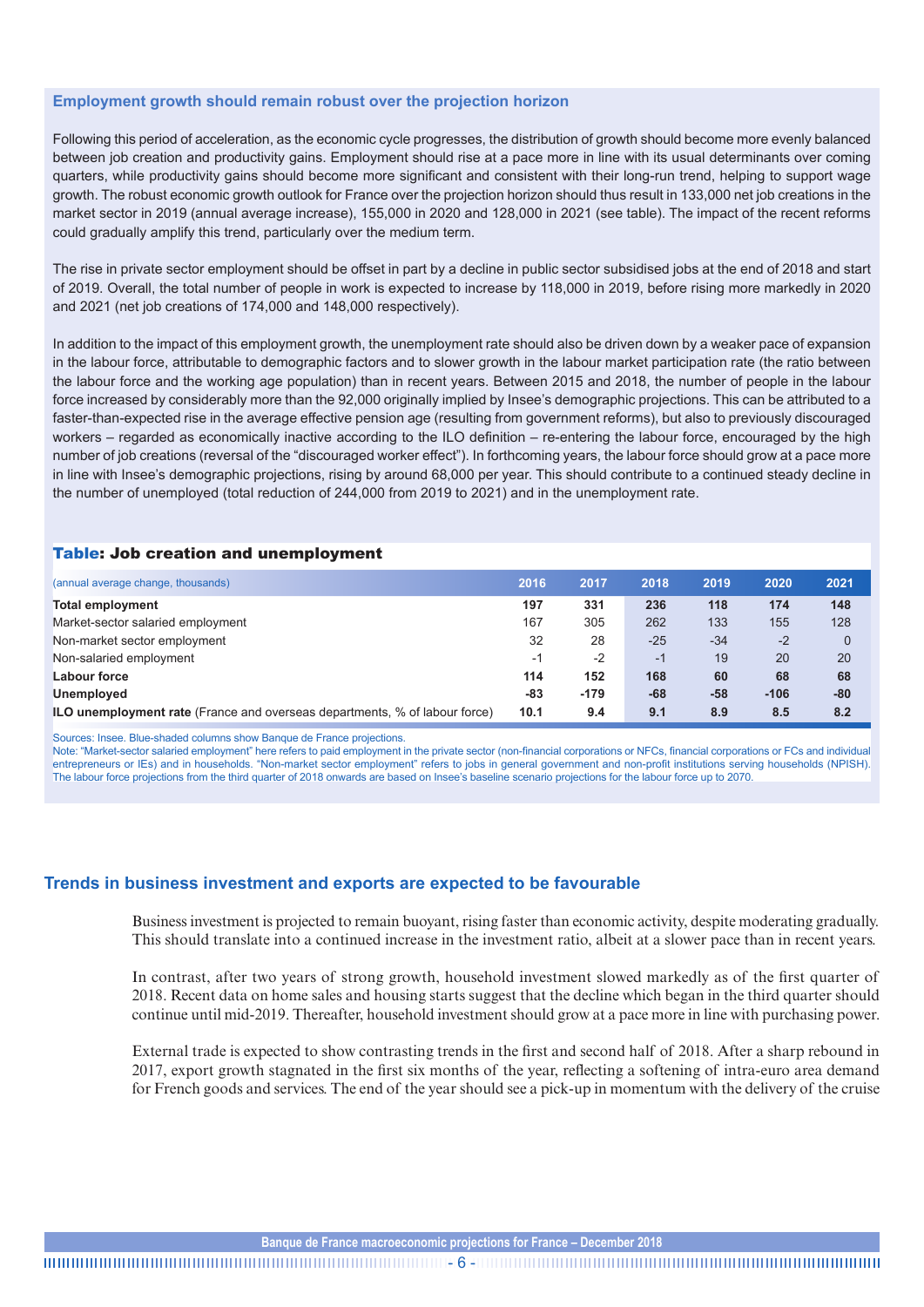## Employment growth should remain robust over the projection horizon

Following this period of acceleration, as the economic cycle progresses, the distribution of growth should become more evenly balanced between job creation and productivity gains. Employment should rise at a pace more in line with its usual determinants over coming quarters, while productivity gains should become more significant and consistent with their long-run trend, helping to support wage growth. The robust economic growth outlook for France over the projection horizon should thus result in 133,000 net job creations in the market sector in 2019 (annual average increase), 155,000 in 2020 and 128,000 in 2021 (see table). The impact of the recent reforms could gradually amplify this trend, particularly over the medium term.

The rise in private sector employment should be offset in part by a decline in public sector subsidised jobs at the end of 2018 and start of 2019. Overall, the total number of people in work is expected to increase by 118,000 in 2019, before rising more markedly in 2020 and 2021 (net job creations of 174,000 and 148,000 respectively).

In addition to the impact of this employment growth, the unemployment rate should also be driven down by a weaker pace of expansion in the labour force, attributable to demographic factors and to slower growth in the labour market participation rate (the ratio between the labour force and the working age population) than in recent years. Between 2015 and 2018, the number of people in the labour force increased by considerably more than the 92,000 originally implied by Insee's demographic projections. This can be attributed to a faster-than-expected rise in the average effective pension age (resulting from government reforms), but also to previously discouraged workers – regarded as economically inactive according to the ILO definition – re-entering the labour force, encouraged by the high number of job creations (reversal of the "discouraged worker effect"). In forthcoming years, the labour force should grow at a pace more in line with Insee's demographic projections, rising by around 68,000 per year. This should contribute to a continued steady decline in the number of unemployed (total reduction of 244,000 from 2019 to 2021) and in the unemployment rate.

### Table: Job creation and unemployment

| (annual average change, thousands) | 2016 | 2017 | 2018 | 2019 | 2020 | 2021 |
|---|---|---|---|---|---|---|
| **Total employment** | **197** | **331** | **236** | **118** | **174** | **148** |
| Market-sector salaried employment | 167 | 305 | 262 | 133 | 155 | 128 |
| Non-market sector employment | 32 | 28 | -25 | -34 | -2 | 0 |
| Non-salaried employment | -1 | -2 | -1 | 19 | 20 | 20 |
| **Labour force** | **114** | **152** | **168** | **60** | **68** | **68** |
| **Unemployed** | **-83** | **-179** | **-68** | **-58** | **-106** | **-80** |
| **ILO unemployment rate** (France and overseas departments, % of labour force) | **10.1** | **9.4** | **9.1** | **8.9** | **8.5** | **8.2** |

Sources: Insee. Blue-shaded columns show Banque de France projections.
Note: "Market-sector salaried employment" here refers to paid employment in the private sector (non-financial corporations or NFCs, financial corporations or FCs and individual entrepreneurs or IEs) and in households. "Non-market sector employment" refers to jobs in general government and non-profit institutions serving households (NPISH). The labour force projections from the third quarter of 2018 onwards are based on Insee's baseline scenario projections for the labour force up to 2070.

## Trends in business investment and exports are expected to be favourable

Business investment is projected to remain buoyant, rising faster than economic activity, despite moderating gradually. This should translate into a continued increase in the investment ratio, albeit at a slower pace than in recent years.

In contrast, after two years of strong growth, household investment slowed markedly as of the first quarter of 2018. Recent data on home sales and housing starts suggest that the decline which began in the third quarter should continue until mid-2019. Thereafter, household investment should grow at a pace more in line with purchasing power.

External trade is expected to show contrasting trends in the first and second half of 2018. After a sharp rebound in 2017, export growth stagnated in the first six months of the year, reflecting a softening of intra-euro area demand for French goods and services. The end of the year should see a pick-up in momentum with the delivery of the cruise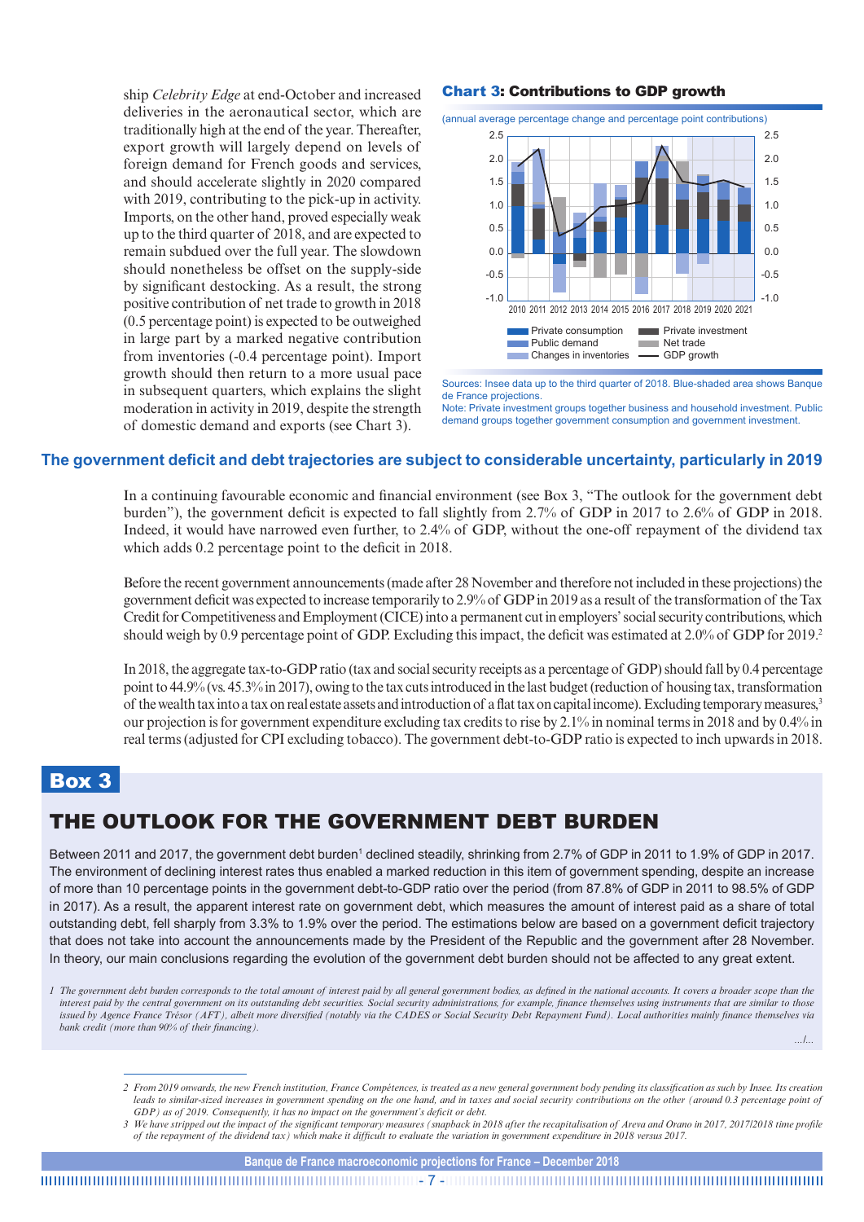ship *Celebrity Edge* at end-October and increased deliveries in the aeronautical sector, which are traditionally high at the end of the year. Thereafter, export growth will largely depend on levels of foreign demand for French goods and services, and should accelerate slightly in 2020 compared with 2019, contributing to the pick-up in activity. Imports, on the other hand, proved especially weak up to the third quarter of 2018, and are expected to remain subdued over the full year. The slowdown should nonetheless be offset on the supply-side by significant destocking. As a result, the strong positive contribution of net trade to growth in 2018 (0.5 percentage point) is expected to be outweighed in large part by a marked negative contribution from inventories (-0.4 percentage point). Import growth should then return to a more usual pace in subsequent quarters, which explains the slight moderation in activity in 2019, despite the strength of domestic demand and exports (see Chart 3).

**Chart 3: Contributions to GDP growth**

(annual average percentage change and percentage point contributions)

Private consumption, Private investment, Public demand, Net trade, Changes in inventories, GDP growth (2010–2021)

Sources: Insee data up to the third quarter of 2018. Blue-shaded area shows Banque de France projections.
Note: Private investment groups together business and household investment. Public demand groups together government consumption and government investment.

## The government deficit and debt trajectories are subject to considerable uncertainty, particularly in 2019

In a continuing favourable economic and financial environment (see Box 3, "The outlook for the government debt burden"), the government deficit is expected to fall slightly from 2.7% of GDP in 2017 to 2.6% of GDP in 2018. Indeed, it would have narrowed even further, to 2.4% of GDP, without the one-off repayment of the dividend tax which adds 0.2 percentage point to the deficit in 2018.

Before the recent government announcements (made after 28 November and therefore not included in these projections) the government deficit was expected to increase temporarily to 2.9% of GDP in 2019 as a result of the transformation of the Tax Credit for Competitiveness and Employment (CICE) into a permanent cut in employers' social security contributions, which should weigh by 0.9 percentage point of GDP. Excluding this impact, the deficit was estimated at 2.0% of GDP for 2019.[2]

In 2018, the aggregate tax-to-GDP ratio (tax and social security receipts as a percentage of GDP) should fall by 0.4 percentage point to 44.9% (vs. 45.3% in 2017), owing to the tax cuts introduced in the last budget (reduction of housing tax, transformation of the wealth tax into a tax on real estate assets and introduction of a flat tax on capital income). Excluding temporary measures,[3] our projection is for government expenditure excluding tax credits to rise by 2.1% in nominal terms in 2018 and by 0.4% in real terms (adjusted for CPI excluding tobacco). The government debt-to-GDP ratio is expected to inch upwards in 2018.

## Box 3

### THE OUTLOOK FOR THE GOVERNMENT DEBT BURDEN

Between 2011 and 2017, the government debt burden[1] declined steadily, shrinking from 2.7% of GDP in 2011 to 1.9% of GDP in 2017. The environment of declining interest rates thus enabled a marked reduction in this item of government spending, despite an increase of more than 10 percentage points in the government debt-to-GDP ratio over the period (from 87.8% of GDP in 2011 to 98.5% of GDP in 2017). As a result, the apparent interest rate on government debt, which measures the amount of interest paid as a share of total outstanding debt, fell sharply from 3.3% to 1.9% over the period. The estimations below are based on a government deficit trajectory that does not take into account the announcements made by the President of the Republic and the government after 28 November. In theory, our main conclusions regarding the evolution of the government debt burden should not be affected to any great extent.

*1 The government debt burden corresponds to the total amount of interest paid by all general government bodies, as defined in the national accounts. It covers a broader scope than the interest paid by the central government on its outstanding debt securities. Social security administrations, for example, finance themselves using instruments that are similar to those issued by Agence France Trésor (AFT), albeit more diversified (notably via the CADES or Social Security Debt Repayment Fund). Local authorities mainly finance themselves via bank credit (more than 90% of their financing).*

.../...

*2 From 2019 onwards, the new French institution, France Compétences, is treated as a new general government body pending its classification as such by Insee. Its creation leads to similar-sized increases in government spending on the one hand, and in taxes and social security contributions on the other (around 0.3 percentage point of GDP) as of 2019. Consequently, it has no impact on the government's deficit or debt.*

*3 We have stripped out the impact of the significant temporary measures (snapback in 2018 after the recapitalisation of Areva and Orano in 2017, 2017|2018 time profile of the repayment of the dividend tax) which make it difficult to evaluate the variation in government expenditure in 2018 versus 2017.*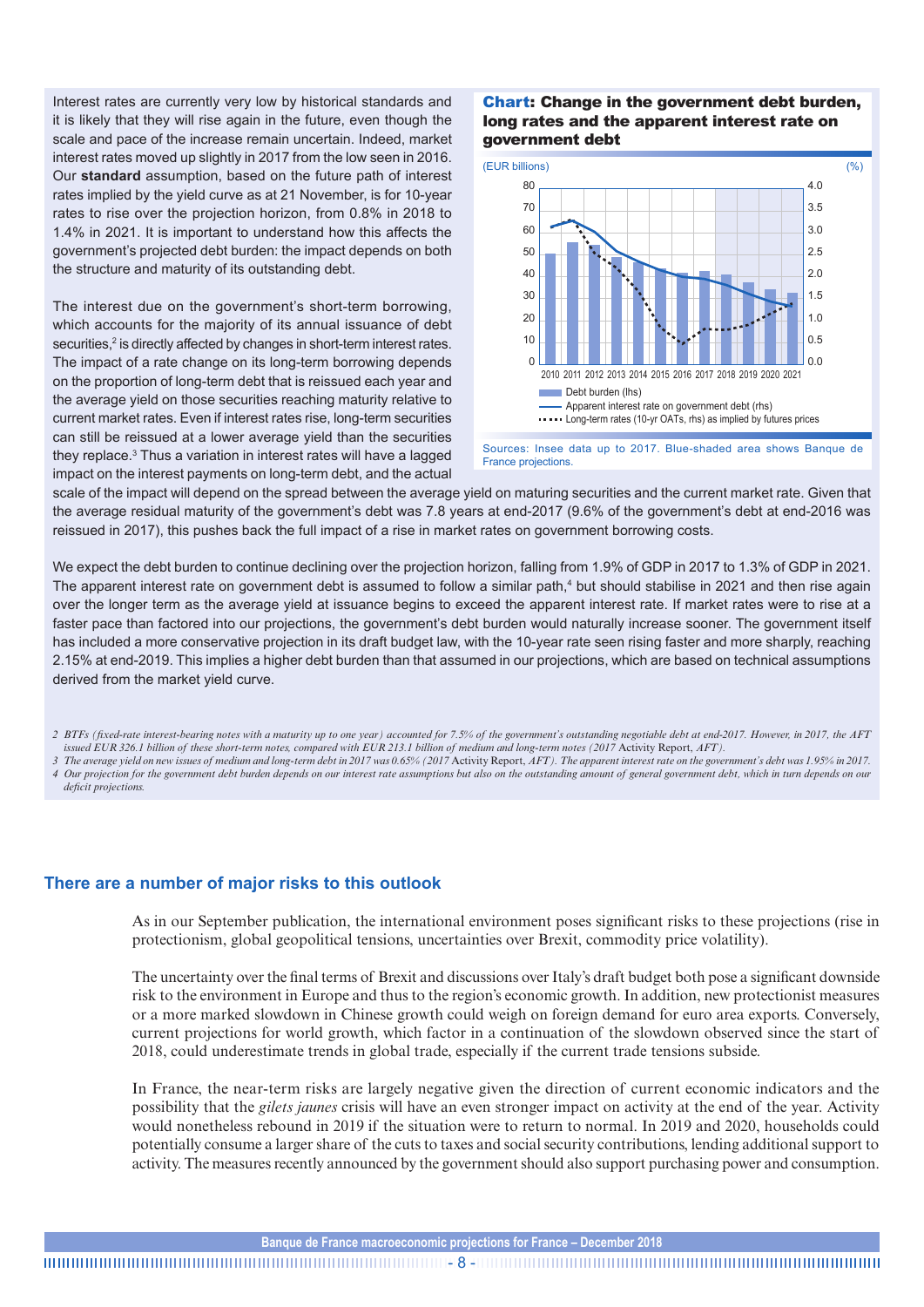Interest rates are currently very low by historical standards and it is likely that they will rise again in the future, even though the scale and pace of the increase remain uncertain. Indeed, market interest rates moved up slightly in 2017 from the low seen in 2016. Our **standard** assumption, based on the future path of interest rates implied by the yield curve as at 21 November, is for 10-year rates to rise over the projection horizon, from 0.8% in 2018 to 1.4% in 2021. It is important to understand how this affects the government's projected debt burden: the impact depends on both the structure and maturity of its outstanding debt.

The interest due on the government's short-term borrowing, which accounts for the majority of its annual issuance of debt securities,[2] is directly affected by changes in short-term interest rates. The impact of a rate change on its long-term borrowing depends on the proportion of long-term debt that is reissued each year and the average yield on those securities reaching maturity relative to current market rates. Even if interest rates rise, long-term securities can still be reissued at a lower average yield than the securities they replace.[3] Thus a variation in interest rates will have a lagged impact on the interest payments on long-term debt, and the actual scale of the impact will depend on the spread between the average yield on maturing securities and the current market rate. Given that the average residual maturity of the government's debt was 7.8 years at end-2017 (9.6% of the government's debt at end-2016 was reissued in 2017), this pushes back the full impact of a rise in market rates on government borrowing costs.

**Chart: Change in the government debt burden, long rates and the apparent interest rate on government debt**

(EUR billions) (%)

Debt burden (lhs)
Apparent interest rate on government debt (rhs)
Long-term rates (10-yr OATs, rhs) as implied by futures prices

Sources: Insee data up to 2017. Blue-shaded area shows Banque de France projections.

We expect the debt burden to continue declining over the projection horizon, falling from 1.9% of GDP in 2017 to 1.3% of GDP in 2021. The apparent interest rate on government debt is assumed to follow a similar path,[4] but should stabilise in 2021 and then rise again over the longer term as the average yield at issuance begins to exceed the apparent interest rate. If market rates were to rise at a faster pace than factored into our projections, the government's debt burden would naturally increase sooner. The government itself has included a more conservative projection in its draft budget law, with the 10-year rate seen rising faster and more sharply, reaching 2.15% at end-2019. This implies a higher debt burden than that assumed in our projections, which are based on technical assumptions derived from the market yield curve.

2 *BTFs (fixed-rate interest-bearing notes with a maturity up to one year) accounted for 7.5% of the government's outstanding negotiable debt at end-2017. However, in 2017, the AFT issued EUR 326.1 billion of these short-term notes, compared with EUR 213.1 billion of medium and long-term notes (2017* Activity Report*, AFT).*

3 *The average yield on new issues of medium and long-term debt in 2017 was 0.65% (2017* Activity Report*, AFT). The apparent interest rate on the government's debt was 1.95% in 2017.*

4 *Our projection for the government debt burden depends on our interest rate assumptions but also on the outstanding amount of general government debt, which in turn depends on our deficit projections.*

## There are a number of major risks to this outlook

As in our September publication, the international environment poses significant risks to these projections (rise in protectionism, global geopolitical tensions, uncertainties over Brexit, commodity price volatility).

The uncertainty over the final terms of Brexit and discussions over Italy's draft budget both pose a significant downside risk to the environment in Europe and thus to the region's economic growth. In addition, new protectionist measures or a more marked slowdown in Chinese growth could weigh on foreign demand for euro area exports. Conversely, current projections for world growth, which factor in a continuation of the slowdown observed since the start of 2018, could underestimate trends in global trade, especially if the current trade tensions subside.

In France, the near-term risks are largely negative given the direction of current economic indicators and the possibility that the *gilets jaunes* crisis will have an even stronger impact on activity at the end of the year. Activity would nonetheless rebound in 2019 if the situation were to return to normal. In 2019 and 2020, households could potentially consume a larger share of the cuts to taxes and social security contributions, lending additional support to activity. The measures recently announced by the government should also support purchasing power and consumption.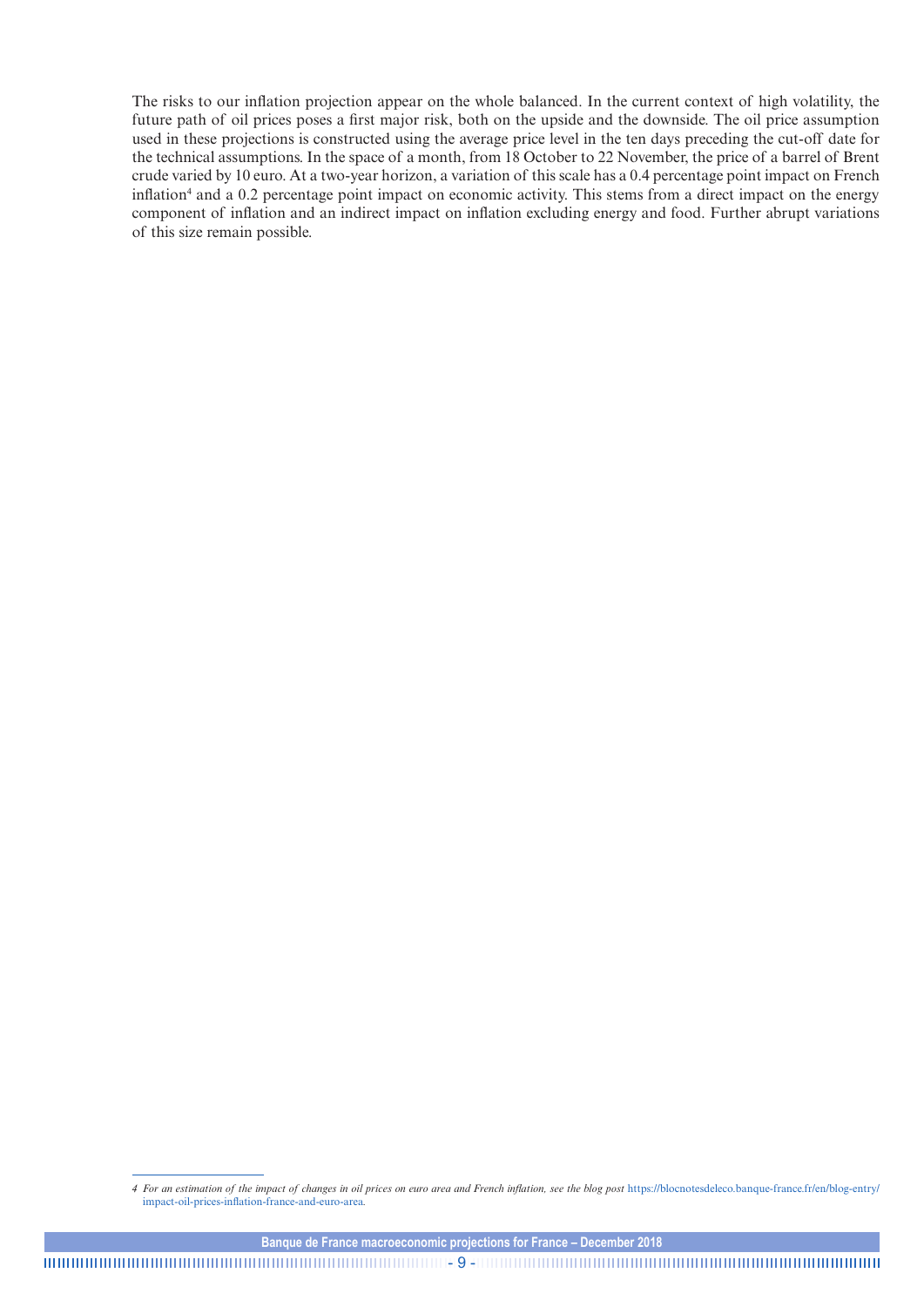The risks to our inflation projection appear on the whole balanced. In the current context of high volatility, the future path of oil prices poses a first major risk, both on the upside and the downside. The oil price assumption used in these projections is constructed using the average price level in the ten days preceding the cut-off date for the technical assumptions. In the space of a month, from 18 October to 22 November, the price of a barrel of Brent crude varied by 10 euro. At a two-year horizon, a variation of this scale has a 0.4 percentage point impact on French inflation[4] and a 0.2 percentage point impact on economic activity. This stems from a direct impact on the energy component of inflation and an indirect impact on inflation excluding energy and food. Further abrupt variations of this size remain possible.

---

*4 For an estimation of the impact of changes in oil prices on euro area and French inflation, see the blog post* https://blocnotesdeleco.banque-france.fr/en/blog-entry/impact-oil-prices-inflation-france-and-euro-area.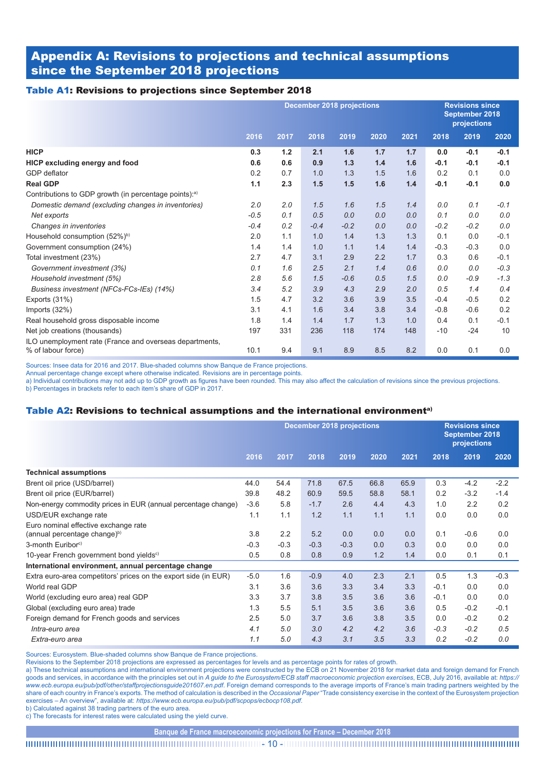## Appendix A: Revisions to projections and technical assumptions since the September 2018 projections

### Table A1: Revisions to projections since September 2018

| | December 2018 projections | | | | | | Revisions since September 2018 projections | | |
|---|---|---|---|---|---|---|---|---|---|
| | 2016 | 2017 | 2018 | 2019 | 2020 | 2021 | 2018 | 2019 | 2020 |
| **HICP** | **0.3** | **1.2** | **2.1** | **1.6** | **1.7** | **1.7** | **0.0** | **-0.1** | **-0.1** |
| **HICP excluding energy and food** | **0.6** | **0.6** | **0.9** | **1.3** | **1.4** | **1.6** | **-0.1** | **-0.1** | **-0.1** |
| GDP deflator | 0.2 | 0.7 | 1.0 | 1.3 | 1.5 | 1.6 | 0.2 | 0.1 | 0.0 |
| **Real GDP** | **1.1** | **2.3** | **1.5** | **1.5** | **1.6** | **1.4** | **-0.1** | **-0.1** | **0.0** |
| Contributions to GDP growth (in percentage points):[a] | | | | | | | | | |
| *Domestic demand (excluding changes in inventories)* | *2.0* | *2.0* | *1.5* | *1.6* | *1.5* | *1.4* | *0.0* | *0.1* | *-0.1* |
| *Net exports* | *-0.5* | *0.1* | *0.5* | *0.0* | *0.0* | *0.0* | *0.1* | *0.0* | *0.0* |
| *Changes in inventories* | *-0.4* | *0.2* | *-0.4* | *-0.2* | *0.0* | *0.0* | *-0.2* | *-0.2* | *0.0* |
| Household consumption (52%)[b] | 2.0 | 1.1 | 1.0 | 1.4 | 1.3 | 1.3 | 0.1 | 0.0 | -0.1 |
| Government consumption (24%) | 1.4 | 1.4 | 1.0 | 1.1 | 1.4 | 1.4 | -0.3 | -0.3 | 0.0 |
| Total investment (23%) | 2.7 | 4.7 | 3.1 | 2.9 | 2.2 | 1.7 | 0.3 | 0.6 | -0.1 |
| *Government investment (3%)* | *0.1* | *1.6* | *2.5* | *2.1* | *1.4* | *0.6* | *0.0* | *0.0* | *-0.3* |
| *Household investment (5%)* | *2.8* | *5.6* | *1.5* | *-0.6* | *0.5* | *1.5* | *0.0* | *-0.9* | *-1.3* |
| *Business investment (NFCs-FCs-IEs) (14%)* | *3.4* | *5.2* | *3.9* | *4.3* | *2.9* | *2.0* | *0.5* | *1.4* | *0.4* |
| Exports (31%) | 1.5 | 4.7 | 3.2 | 3.6 | 3.9 | 3.5 | -0.4 | -0.5 | 0.2 |
| Imports (32%) | 3.1 | 4.1 | 1.6 | 3.4 | 3.8 | 3.4 | -0.8 | -0.6 | 0.2 |
| Real household gross disposable income | 1.8 | 1.4 | 1.4 | 1.7 | 1.3 | 1.0 | 0.4 | 0.1 | -0.1 |
| Net job creations (thousands) | 197 | 331 | 236 | 118 | 174 | 148 | -10 | -24 | 10 |
| ILO unemployment rate (France and overseas departments, % of labour force) | 10.1 | 9.4 | 9.1 | 8.9 | 8.5 | 8.2 | 0.0 | 0.1 | 0.0 |

Sources: Insee data for 2016 and 2017. Blue-shaded columns show Banque de France projections.
Annual percentage change except where otherwise indicated. Revisions are in percentage points.
a) Individual contributions may not add up to GDP growth as figures have been rounded. This may also affect the calculation of revisions since the previous projections.
b) Percentages in brackets refer to each item's share of GDP in 2017.

### Table A2: Revisions to technical assumptions and the international environment[a]

| | December 2018 projections | | | | | | Revisions since September 2018 projections | | |
|---|---|---|---|---|---|---|---|---|---|
| | 2016 | 2017 | 2018 | 2019 | 2020 | 2021 | 2018 | 2019 | 2020 |
| **Technical assumptions** | | | | | | | | | |
| Brent oil price (USD/barrel) | 44.0 | 54.4 | 71.8 | 67.5 | 66.8 | 65.9 | 0.3 | -4.2 | -2.2 |
| Brent oil price (EUR/barrel) | 39.8 | 48.2 | 60.9 | 59.5 | 58.8 | 58.1 | 0.2 | -3.2 | -1.4 |
| Non-energy commodity prices in EUR (annual percentage change) | -3.6 | 5.8 | -1.7 | 2.6 | 4.4 | 4.3 | 1.0 | 2.2 | 0.2 |
| USD/EUR exchange rate | 1.1 | 1.1 | 1.2 | 1.1 | 1.1 | 1.1 | 0.0 | 0.0 | 0.0 |
| Euro nominal effective exchange rate (annual percentage change)[b] | 3.8 | 2.2 | 5.2 | 0.0 | 0.0 | 0.0 | 0.1 | -0.6 | 0.0 |
| 3-month Euribor[c] | -0.3 | -0.3 | -0.3 | -0.3 | 0.0 | 0.3 | 0.0 | 0.0 | 0.0 |
| 10-year French government bond yields[c] | 0.5 | 0.8 | 0.8 | 0.9 | 1.2 | 1.4 | 0.0 | 0.1 | 0.1 |
| **International environment, annual percentage change** | | | | | | | | | |
| Extra euro-area competitors' prices on the export side (in EUR) | -5.0 | 1.6 | -0.9 | 4.0 | 2.3 | 2.1 | 0.5 | 1.3 | -0.3 |
| World real GDP | 3.1 | 3.6 | 3.6 | 3.3 | 3.4 | 3.3 | -0.1 | 0.0 | 0.0 |
| World (excluding euro area) real GDP | 3.3 | 3.7 | 3.8 | 3.5 | 3.6 | 3.6 | -0.1 | 0.0 | 0.0 |
| Global (excluding euro area) trade | 1.3 | 5.5 | 5.1 | 3.5 | 3.6 | 3.6 | 0.5 | -0.2 | -0.1 |
| Foreign demand for French goods and services | 2.5 | 5.0 | 3.7 | 3.6 | 3.8 | 3.5 | 0.0 | -0.2 | 0.2 |
| *Intra-euro area* | *4.1* | *5.0* | *3.0* | *4.2* | *4.2* | *3.6* | *-0.3* | *-0.2* | *0.5* |
| *Extra-euro area* | *1.1* | *5.0* | *4.3* | *3.1* | *3.5* | *3.3* | *0.2* | *-0.2* | *0.0* |

Sources: Eurosystem. Blue-shaded columns show Banque de France projections.
Revisions to the September 2018 projections are expressed as percentages for levels and as percentage points for rates of growth.
a) These technical assumptions and international environment projections were constructed by the ECB on 21 November 2018 for market data and foreign demand for French goods and services, in accordance with the principles set out in *A guide to the Eurosystem/ECB staff macroeconomic projection exercises*, ECB, July 2016, available at: *https://www.ecb.europa.eu/pub/pdf/other/staffprojectionsguide201607.en.pdf*. Foreign demand corresponds to the average imports of France's main trading partners weighted by the share of each country in France's exports. The method of calculation is described in the *Occasional Paper* "Trade consistency exercise in the context of the Eurosystem projection exercises – An overview", available at: *https://www.ecb.europa.eu/pub/pdf/scpops/ecbocp108.pdf*.
b) Calculated against 38 trading partners of the euro area.
c) The forecasts for interest rates were calculated using the yield curve.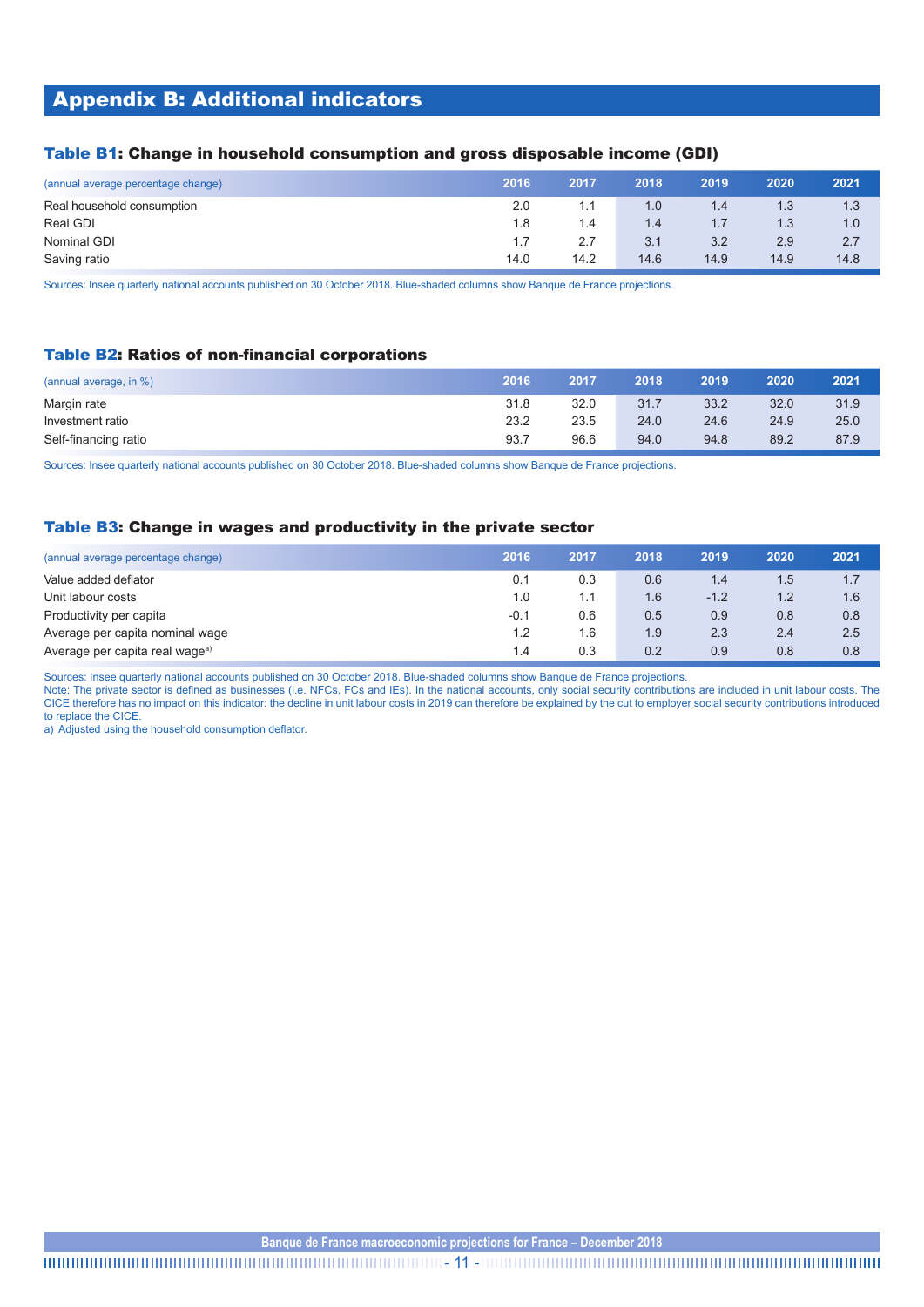# Appendix B: Additional indicators

## Table B1: Change in household consumption and gross disposable income (GDI)

| (annual average percentage change) | 2016 | 2017 | 2018 | 2019 | 2020 | 2021 |
|---|---|---|---|---|---|---|
| Real household consumption | 2.0 | 1.1 | 1.0 | 1.4 | 1.3 | 1.3 |
| Real GDI | 1.8 | 1.4 | 1.4 | 1.7 | 1.3 | 1.0 |
| Nominal GDI | 1.7 | 2.7 | 3.1 | 3.2 | 2.9 | 2.7 |
| Saving ratio | 14.0 | 14.2 | 14.6 | 14.9 | 14.9 | 14.8 |

Sources: Insee quarterly national accounts published on 30 October 2018. Blue-shaded columns show Banque de France projections.

## Table B2: Ratios of non-financial corporations

| (annual average, in %) | 2016 | 2017 | 2018 | 2019 | 2020 | 2021 |
|---|---|---|---|---|---|---|
| Margin rate | 31.8 | 32.0 | 31.7 | 33.2 | 32.0 | 31.9 |
| Investment ratio | 23.2 | 23.5 | 24.0 | 24.6 | 24.9 | 25.0 |
| Self-financing ratio | 93.7 | 96.6 | 94.0 | 94.8 | 89.2 | 87.9 |

Sources: Insee quarterly national accounts published on 30 October 2018. Blue-shaded columns show Banque de France projections.

## Table B3: Change in wages and productivity in the private sector

| (annual average percentage change) | 2016 | 2017 | 2018 | 2019 | 2020 | 2021 |
|---|---|---|---|---|---|---|
| Value added deflator | 0.1 | 0.3 | 0.6 | 1.4 | 1.5 | 1.7 |
| Unit labour costs | 1.0 | 1.1 | 1.6 | -1.2 | 1.2 | 1.6 |
| Productivity per capita | -0.1 | 0.6 | 0.5 | 0.9 | 0.8 | 0.8 |
| Average per capita nominal wage | 1.2 | 1.6 | 1.9 | 2.3 | 2.4 | 2.5 |
| Average per capita real wage[a)] | 1.4 | 0.3 | 0.2 | 0.9 | 0.8 | 0.8 |

Sources: Insee quarterly national accounts published on 30 October 2018. Blue-shaded columns show Banque de France projections.

Note: The private sector is defined as businesses (i.e. NFCs, FCs and IEs). In the national accounts, only social security contributions are included in unit labour costs. The CICE therefore has no impact on this indicator: the decline in unit labour costs in 2019 can therefore be explained by the cut to employer social security contributions introduced to replace the CICE.

a) Adjusted using the household consumption deflator.